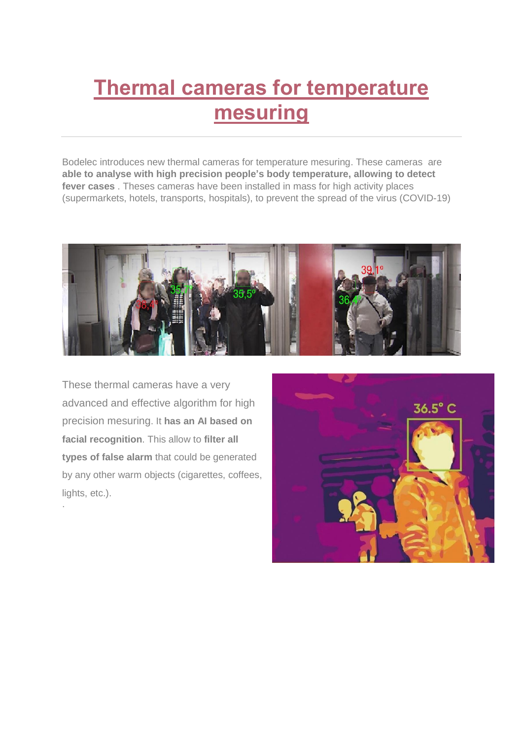# Thermal cameras for temperature mesuring

Bodelec introduces new thermal cameras for temperature mesuring. These cameras are **able to analyse with high precision people's body temperature, allowing to detect fever cases** . Theses cameras have been installed in mass for high activity places (supermarkets, hotels, transports, hospitals), to prevent the spread of the virus (COVID-19)

These thermal cameras have a very advanced and effective algorithm for high precision mesuring. It **has an AI based on facial recognition**. This allow to **filter all types of false alarm** that could be generated by any other warm objects (cigarettes, coffees, lights, etc.).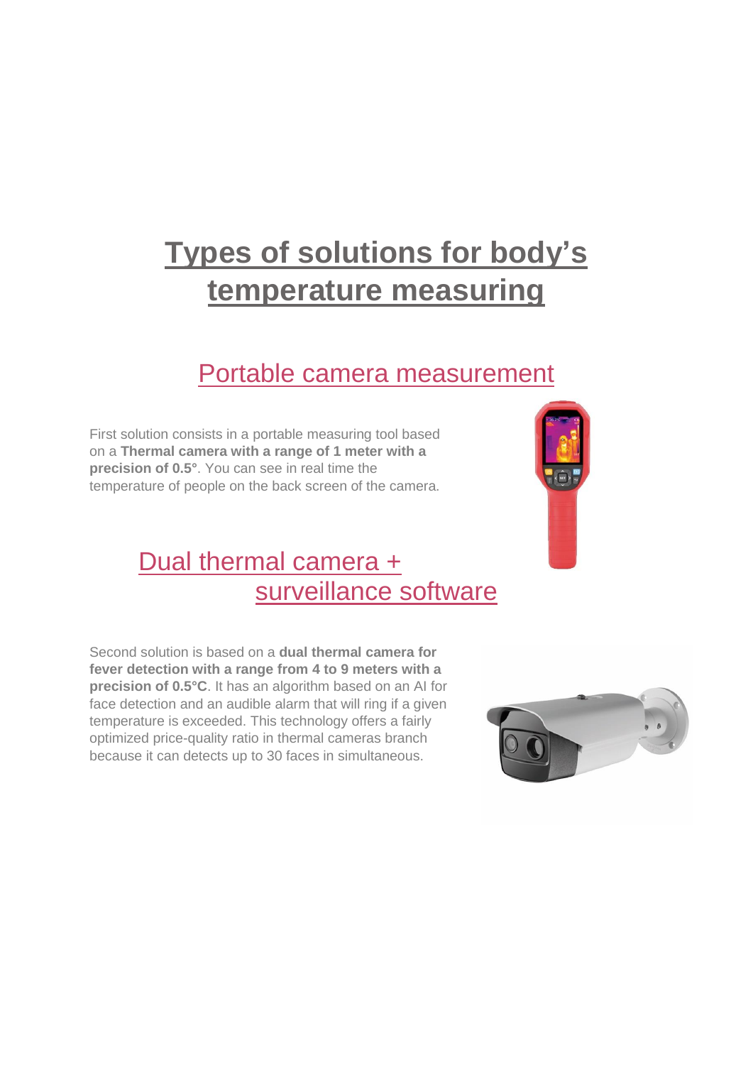# Types of solutions for body's temperature measuring

## Portable camera measurement

First solution consists in a portable measuring tool based on a **Thermal camera with a range of 1 meter with a precision of 0.5°**. You can see in real time the temperature of people on the back screen of the camera.

## Dual thermal camera + surveillance software

Second solution is based on a **dual thermal camera for fever detection with a range from 4 to 9 meters with a precision of 0.5°C**. It has an algorithm based on an AI for face detection and an audible alarm that will ring if a given temperature is exceeded. This technology offers a fairly optimized price-quality ratio in thermal cameras branch because it can detects up to 30 faces in simultaneous.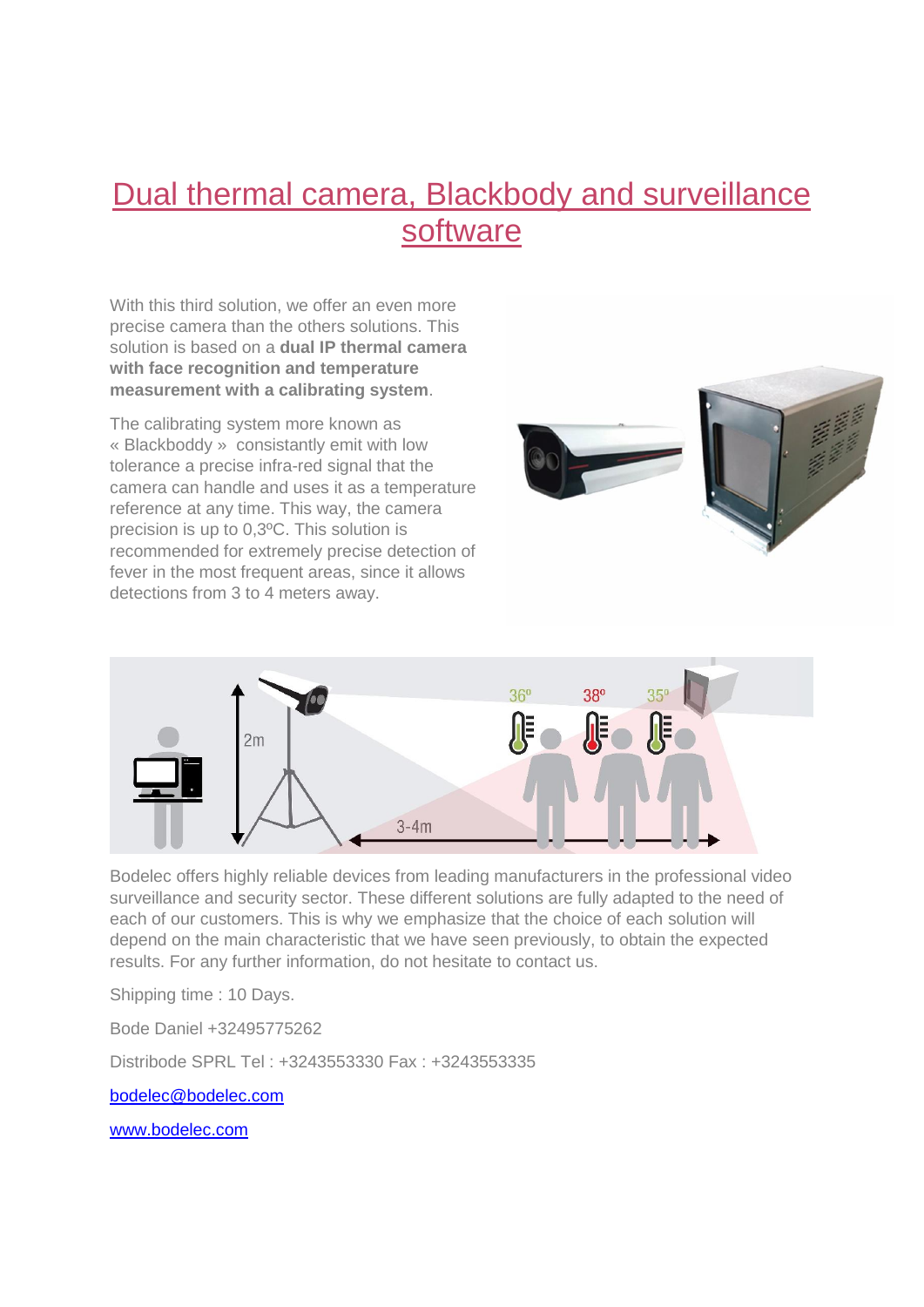# Dual thermal camera, Blackbody and surveillance software

With this third solution, we offer an even more precise camera than the others solutions. This solution is based on a **dual IP thermal camera with face recognition and temperature measurement with a calibrating system**.

The calibrating system more known as « Blackboddy » consistantly emit with low tolerance a precise infra-red signal that the camera can handle and uses it as a temperature reference at any time. This way, the camera precision is up to 0,3ºC. This solution is recommended for extremely precise detection of fever in the most frequent areas, since it allows detections from 3 to 4 meters away.

2m

3-4m

36º

38º

35º

Bodelec offers highly reliable devices from leading manufacturers in the professional video surveillance and security sector. These different solutions are fully adapted to the need of each of our customers. This is why we emphasize that the choice of each solution will depend on the main characteristic that we have seen previously, to obtain the expected results. For any further information, do not hesitate to contact us.

Shipping time : 10 Days.

Bode Daniel +32495775262

Distribode SPRL Tel : +3243553330 Fax : +3243553335

bodelec@bodelec.com

www.bodelec.com